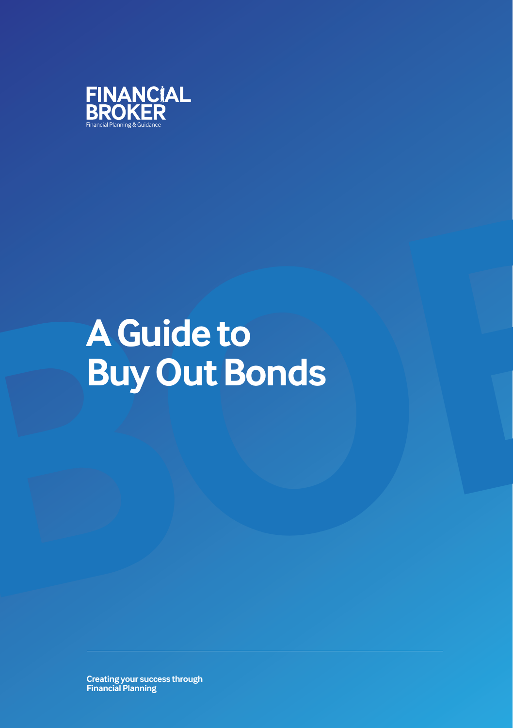FINANCIAL BROKER

Financial Planning & Guidance

# A Guide to Buy Out Bonds

**Creating your success through Financial Planning**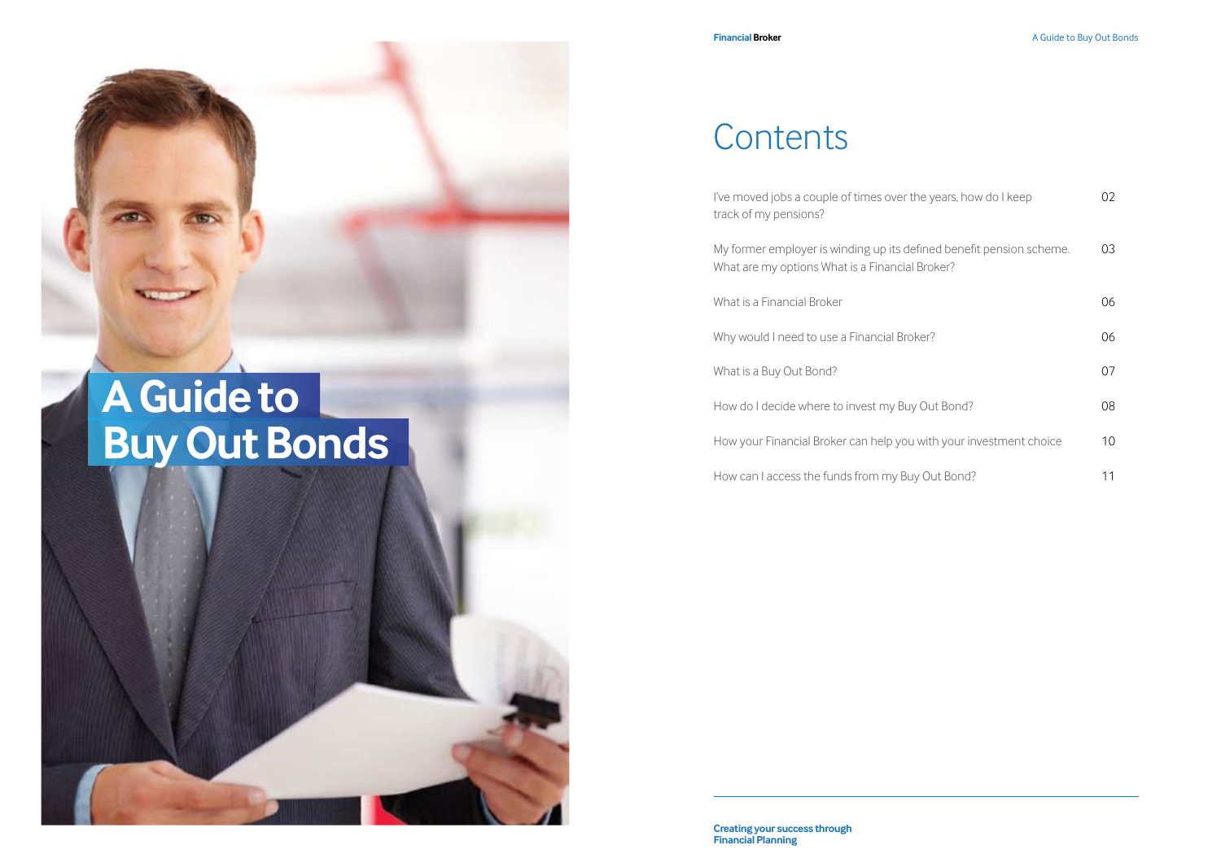# A Guide to Buy Out Bonds

## Contents

| | |
|---|---|
| I've moved jobs a couple of times over the years, how do I keep track of my pensions? | 02 |
| My former employer is winding up its defined benefit pension scheme. What are my options What is a Financial Broker? | 03 |
| What is a Financial Broker | 06 |
| Why would I need to use a Financial Broker? | 06 |
| What is a Buy Out Bond? | 07 |
| How do I decide where to invest my Buy Out Bond? | 08 |
| How your Financial Broker can help you with your investment choice | 10 |
| How can I access the funds from my Buy Out Bond? | 11 |

**Creating your success through Financial Planning**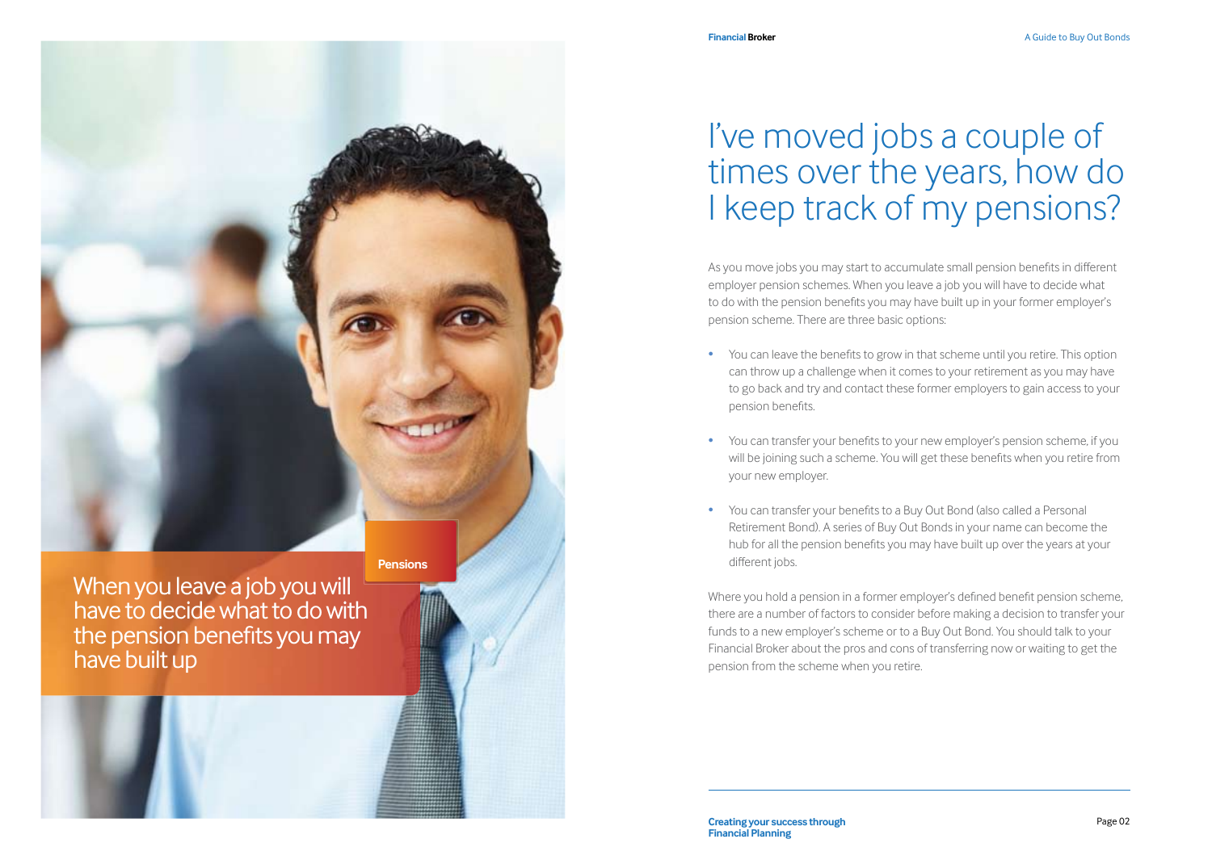Pensions

When you leave a job you will have to decide what to do with the pension benefits you may have built up

# I've moved jobs a couple of times over the years, how do I keep track of my pensions?

As you move jobs you may start to accumulate small pension benefits in different employer pension schemes. When you leave a job you will have to decide what to do with the pension benefits you may have built up in your former employer's pension scheme. There are three basic options:

- You can leave the benefits to grow in that scheme until you retire. This option can throw up a challenge when it comes to your retirement as you may have to go back and try and contact these former employers to gain access to your pension benefits.
- You can transfer your benefits to your new employer's pension scheme, if you will be joining such a scheme. You will get these benefits when you retire from your new employer.
- You can transfer your benefits to a Buy Out Bond (also called a Personal Retirement Bond). A series of Buy Out Bonds in your name can become the hub for all the pension benefits you may have built up over the years at your different jobs.

Where you hold a pension in a former employer's defined benefit pension scheme, there are a number of factors to consider before making a decision to transfer your funds to a new employer's scheme or to a Buy Out Bond. You should talk to your Financial Broker about the pros and cons of transferring now or waiting to get the pension from the scheme when you retire.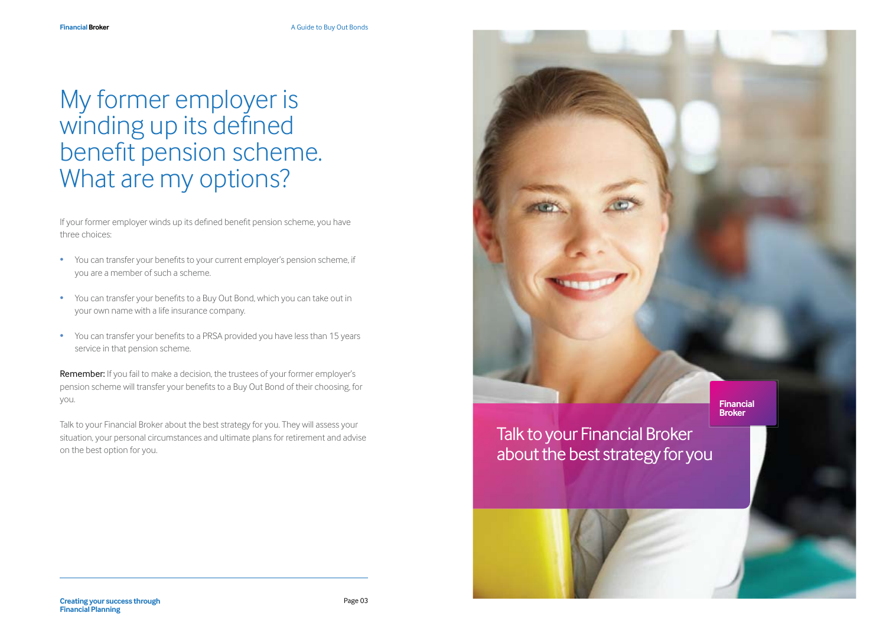# My former employer is winding up its defined benefit pension scheme. What are my options?

If your former employer winds up its defined benefit pension scheme, you have three choices:

- You can transfer your benefits to your current employer's pension scheme, if you are a member of such a scheme.
- You can transfer your benefits to a Buy Out Bond, which you can take out in your own name with a life insurance company.
- You can transfer your benefits to a PRSA provided you have less than 15 years service in that pension scheme.

**Remember:** If you fail to make a decision, the trustees of your former employer's pension scheme will transfer your benefits to a Buy Out Bond of their choosing, for you.

Talk to your Financial Broker about the best strategy for you. They will assess your situation, your personal circumstances and ultimate plans for retirement and advise on the best option for you.

Talk to your Financial Broker about the best strategy for you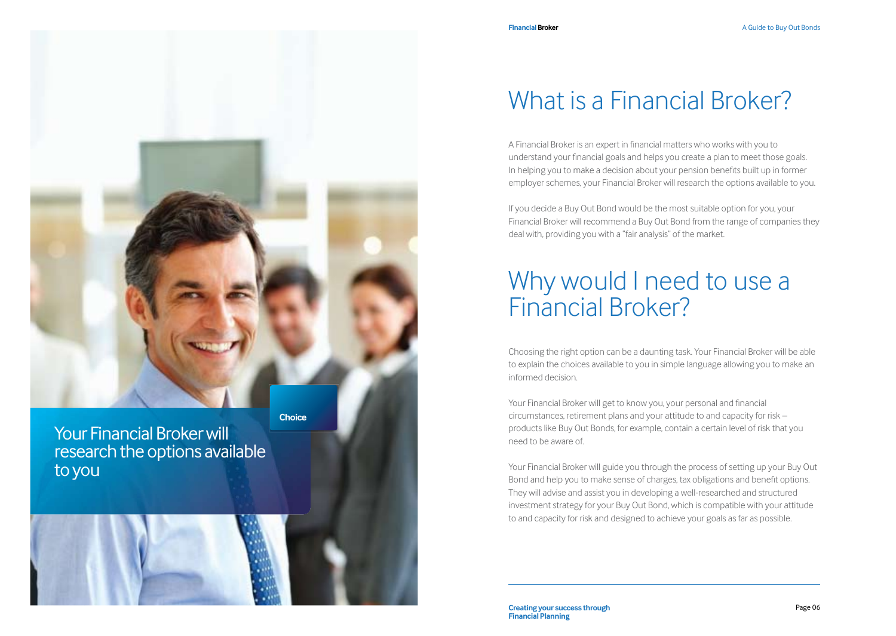Your Financial Broker will research the options available to you

Choice

# What is a Financial Broker?

A Financial Broker is an expert in financial matters who works with you to understand your financial goals and helps you create a plan to meet those goals. In helping you to make a decision about your pension benefits built up in former employer schemes, your Financial Broker will research the options available to you.

If you decide a Buy Out Bond would be the most suitable option for you, your Financial Broker will recommend a Buy Out Bond from the range of companies they deal with, providing you with a "fair analysis" of the market.

# Why would I need to use a Financial Broker?

Choosing the right option can be a daunting task. Your Financial Broker will be able to explain the choices available to you in simple language allowing you to make an informed decision.

Your Financial Broker will get to know you, your personal and financial circumstances, retirement plans and your attitude to and capacity for risk – products like Buy Out Bonds, for example, contain a certain level of risk that you need to be aware of.

Your Financial Broker will guide you through the process of setting up your Buy Out Bond and help you to make sense of charges, tax obligations and benefit options. They will advise and assist you in developing a well-researched and structured investment strategy for your Buy Out Bond, which is compatible with your attitude to and capacity for risk and designed to achieve your goals as far as possible.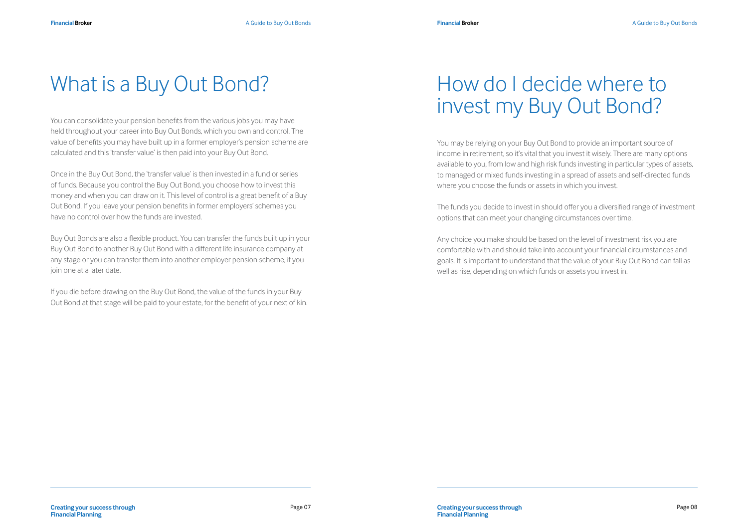# What is a Buy Out Bond?

You can consolidate your pension benefits from the various jobs you may have held throughout your career into Buy Out Bonds, which you own and control. The value of benefits you may have built up in a former employer's pension scheme are calculated and this 'transfer value' is then paid into your Buy Out Bond.

Once in the Buy Out Bond, the 'transfer value' is then invested in a fund or series of funds. Because you control the Buy Out Bond, you choose how to invest this money and when you can draw on it. This level of control is a great benefit of a Buy Out Bond. If you leave your pension benefits in former employers' schemes you have no control over how the funds are invested.

Buy Out Bonds are also a flexible product. You can transfer the funds built up in your Buy Out Bond to another Buy Out Bond with a different life insurance company at any stage or you can transfer them into another employer pension scheme, if you join one at a later date.

If you die before drawing on the Buy Out Bond, the value of the funds in your Buy Out Bond at that stage will be paid to your estate, for the benefit of your next of kin.

# How do I decide where to invest my Buy Out Bond?

You may be relying on your Buy Out Bond to provide an important source of income in retirement, so it's vital that you invest it wisely. There are many options available to you, from low and high risk funds investing in particular types of assets, to managed or mixed funds investing in a spread of assets and self-directed funds where you choose the funds or assets in which you invest.

The funds you decide to invest in should offer you a diversified range of investment options that can meet your changing circumstances over time.

Any choice you make should be based on the level of investment risk you are comfortable with and should take into account your financial circumstances and goals. It is important to understand that the value of your Buy Out Bond can fall as well as rise, depending on which funds or assets you invest in.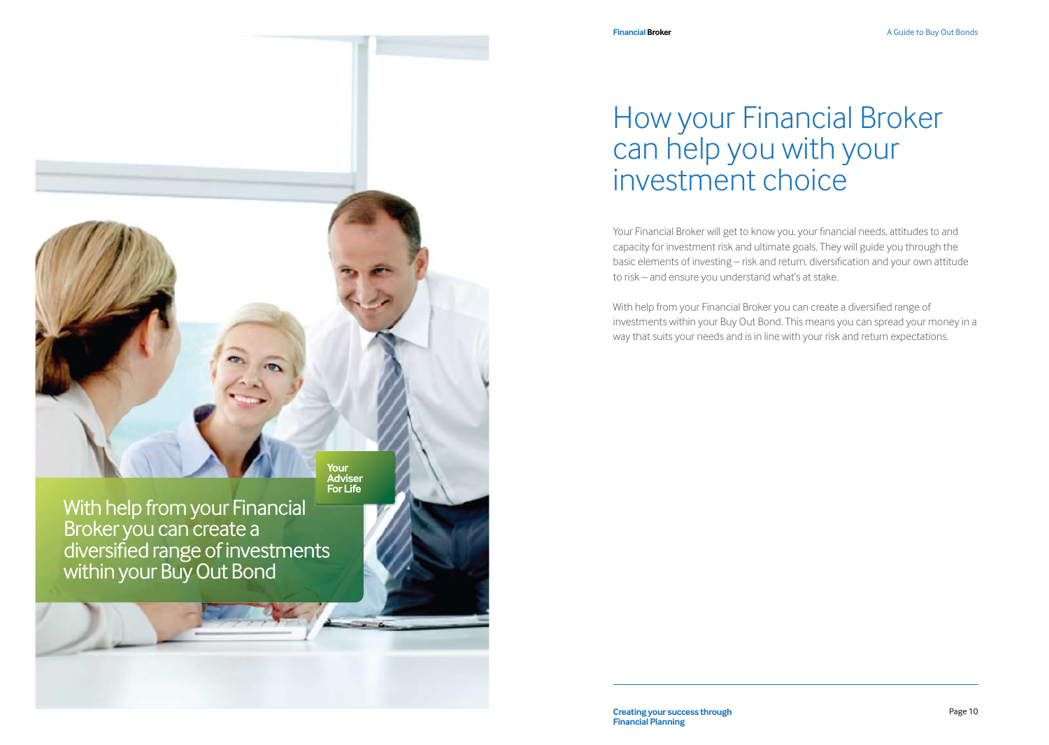With help from your Financial Broker you can create a diversified range of investments within your Buy Out Bond

Your Adviser For Life

# How your Financial Broker can help you with your investment choice

Your Financial Broker will get to know you, your financial needs, attitudes to and capacity for investment risk and ultimate goals. They will guide you through the basic elements of investing – risk and return, diversification and your own attitude to risk – and ensure you understand what's at stake.

With help from your Financial Broker you can create a diversified range of investments within your Buy Out Bond. This means you can spread your money in a way that suits your needs and is in line with your risk and return expectations.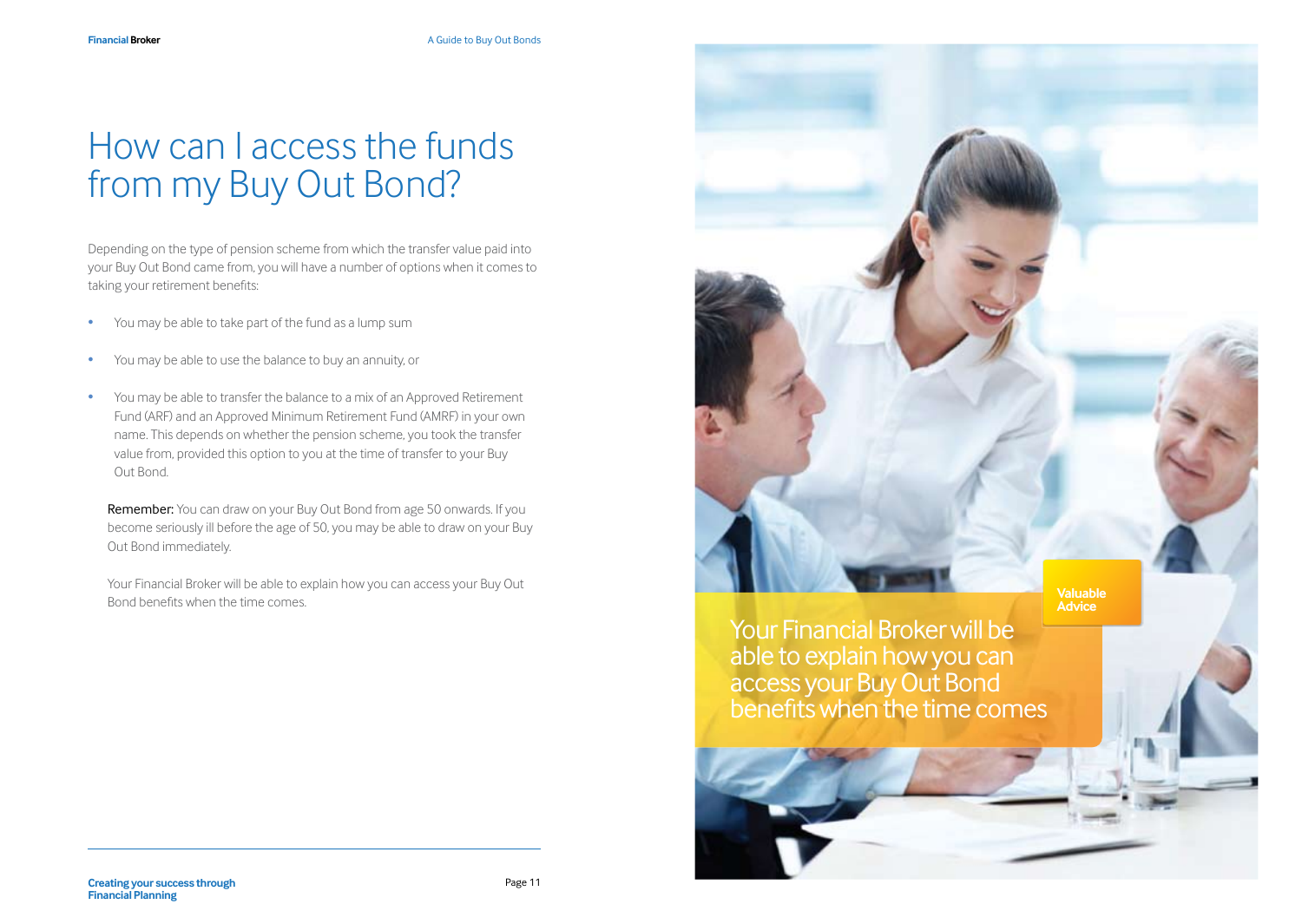# How can I access the funds from my Buy Out Bond?

Depending on the type of pension scheme from which the transfer value paid into your Buy Out Bond came from, you will have a number of options when it comes to taking your retirement benefits:

- You may be able to take part of the fund as a lump sum
- You may be able to use the balance to buy an annuity, or
- You may be able to transfer the balance to a mix of an Approved Retirement Fund (ARF) and an Approved Minimum Retirement Fund (AMRF) in your own name. This depends on whether the pension scheme, you took the transfer value from, provided this option to you at the time of transfer to your Buy Out Bond.

**Remember:** You can draw on your Buy Out Bond from age 50 onwards. If you become seriously ill before the age of 50, you may be able to draw on your Buy Out Bond immediately.

Your Financial Broker will be able to explain how you can access your Buy Out Bond benefits when the time comes.

**Valuable Advice**

Your Financial Broker will be able to explain how you can access your Buy Out Bond benefits when the time comes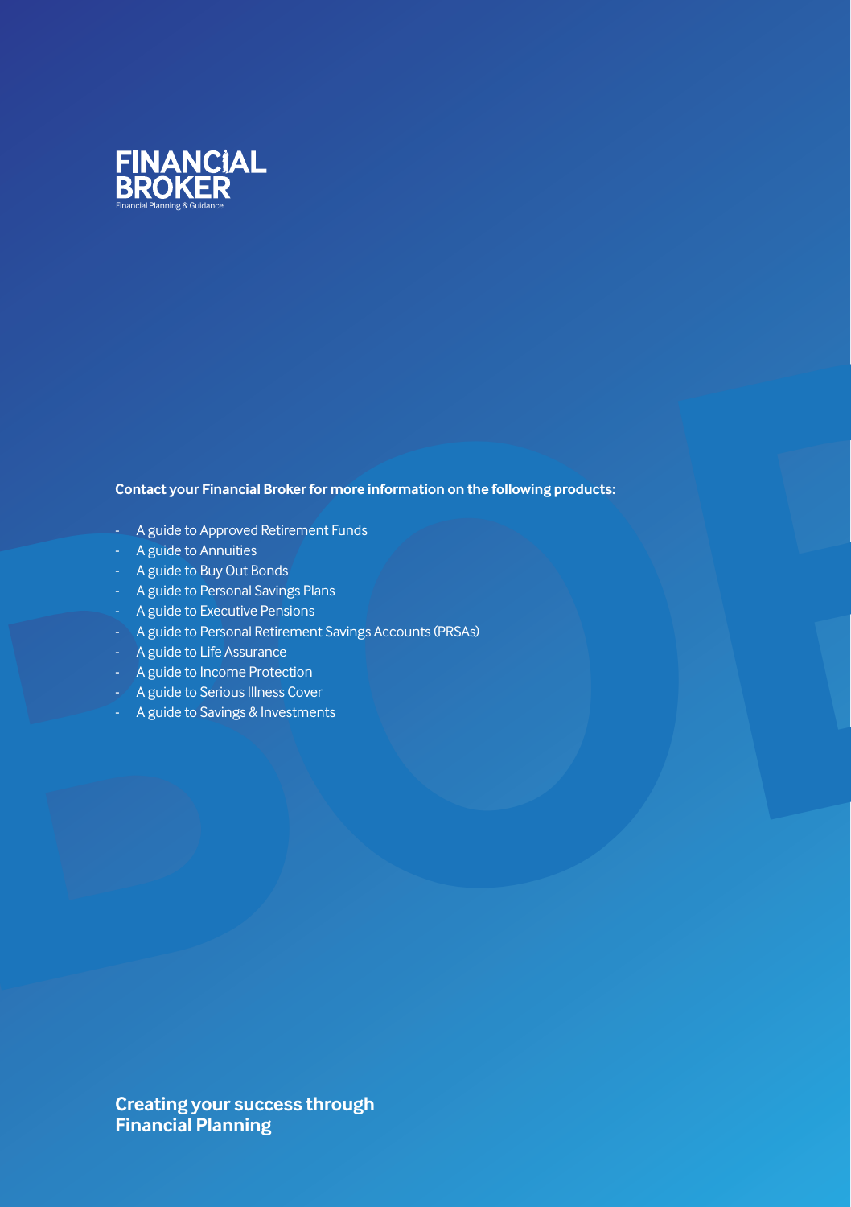**FINANCIAL BROKER**
Financial Planning & Guidance

**Contact your Financial Broker for more information on the following products:**

- A guide to Approved Retirement Funds
- A guide to Annuities
- A guide to Buy Out Bonds
- A guide to Personal Savings Plans
- A guide to Executive Pensions
- A guide to Personal Retirement Savings Accounts (PRSAs)
- A guide to Life Assurance
- A guide to Income Protection
- A guide to Serious Illness Cover
- A guide to Savings & Investments

**Creating your success through Financial Planning**